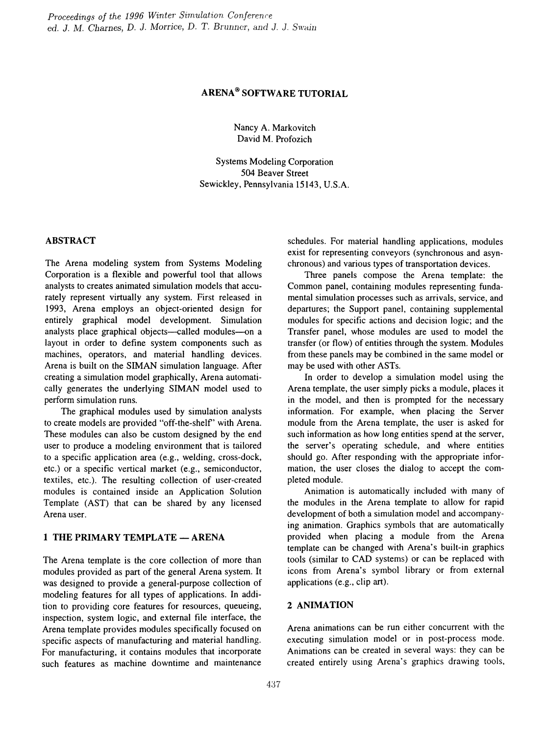# ARENA® SOFTWARE TUTORIAL

Nancy A. Markovitch
David M. Profozich

Systems Modeling Corporation
504 Beaver Street
Sewickley, Pennsylvania 15143, U.S.A.

## ABSTRACT

The Arena modeling system from Systems Modeling Corporation is a flexible and powerful tool that allows analysts to creates animated simulation models that accurately represent virtually any system. First released in 1993, Arena employs an object-oriented design for entirely graphical model development. Simulation analysts place graphical objects—called modules—on a layout in order to define system components such as machines, operators, and material handling devices. Arena is built on the SIMAN simulation language. After creating a simulation model graphically, Arena automatically generates the underlying SIMAN model used to perform simulation runs.

The graphical modules used by simulation analysts to create models are provided "off-the-shelf" with Arena. These modules can also be custom designed by the end user to produce a modeling environment that is tailored to a specific application area (e.g., welding, cross-dock, etc.) or a specific vertical market (e.g., semiconductor, textiles, etc.). The resulting collection of user-created modules is contained inside an Application Solution Template (AST) that can be shared by any licensed Arena user.

## 1 THE PRIMARY TEMPLATE — ARENA

The Arena template is the core collection of more than modules provided as part of the general Arena system. It was designed to provide a general-purpose collection of modeling features for all types of applications. In addition to providing core features for resources, queueing, inspection, system logic, and external file interface, the Arena template provides modules specifically focused on specific aspects of manufacturing and material handling. For manufacturing, it contains modules that incorporate such features as machine downtime and maintenance schedules. For material handling applications, modules exist for representing conveyors (synchronous and asynchronous) and various types of transportation devices.

Three panels compose the Arena template: the Common panel, containing modules representing fundamental simulation processes such as arrivals, service, and departures; the Support panel, containing supplemental modules for specific actions and decision logic; and the Transfer panel, whose modules are used to model the transfer (or flow) of entities through the system. Modules from these panels may be combined in the same model or may be used with other ASTs.

In order to develop a simulation model using the Arena template, the user simply picks a module, places it in the model, and then is prompted for the necessary information. For example, when placing the Server module from the Arena template, the user is asked for such information as how long entities spend at the server, the server's operating schedule, and where entities should go. After responding with the appropriate information, the user closes the dialog to accept the completed module.

Animation is automatically included with many of the modules in the Arena template to allow for rapid development of both a simulation model and accompanying animation. Graphics symbols that are automatically provided when placing a module from the Arena template can be changed with Arena's built-in graphics tools (similar to CAD systems) or can be replaced with icons from Arena's symbol library or from external applications (e.g., clip art).

## 2 ANIMATION

Arena animations can be run either concurrent with the executing simulation model or in post-process mode. Animations can be created in several ways: they can be created entirely using Arena's graphics drawing tools,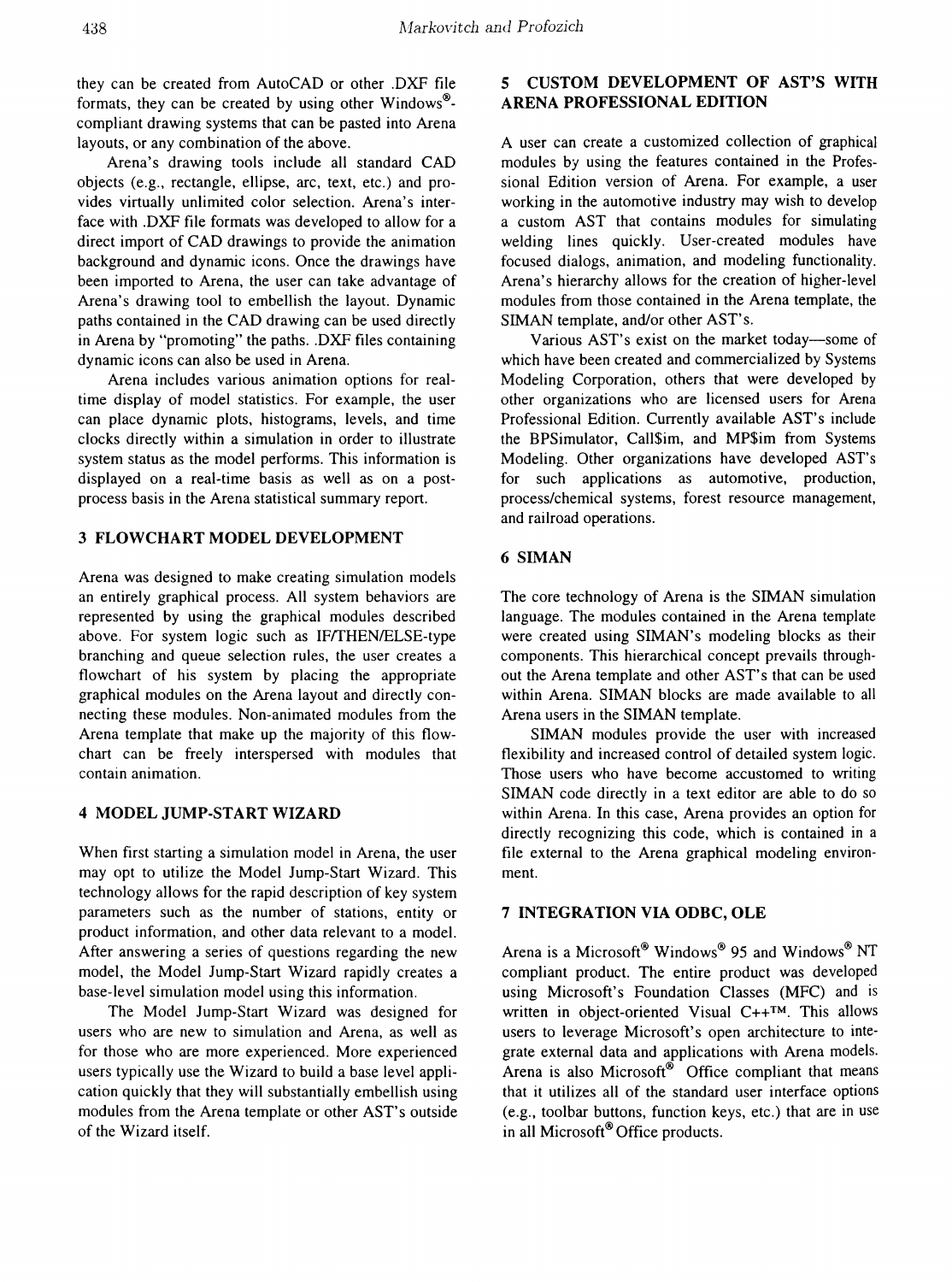they can be created from AutoCAD or other .DXF file formats, they can be created by using other Windows®-compliant drawing systems that can be pasted into Arena layouts, or any combination of the above.

Arena's drawing tools include all standard CAD objects (e.g., rectangle, ellipse, arc, text, etc.) and provides virtually unlimited color selection. Arena's interface with .DXF file formats was developed to allow for a direct import of CAD drawings to provide the animation background and dynamic icons. Once the drawings have been imported to Arena, the user can take advantage of Arena's drawing tool to embellish the layout. Dynamic paths contained in the CAD drawing can be used directly in Arena by "promoting" the paths. .DXF files containing dynamic icons can also be used in Arena.

Arena includes various animation options for real-time display of model statistics. For example, the user can place dynamic plots, histograms, levels, and time clocks directly within a simulation in order to illustrate system status as the model performs. This information is displayed on a real-time basis as well as on a post-process basis in the Arena statistical summary report.

## 3 FLOWCHART MODEL DEVELOPMENT

Arena was designed to make creating simulation models an entirely graphical process. All system behaviors are represented by using the graphical modules described above. For system logic such as IF/THEN/ELSE-type branching and queue selection rules, the user creates a flowchart of his system by placing the appropriate graphical modules on the Arena layout and directly connecting these modules. Non-animated modules from the Arena template that make up the majority of this flowchart can be freely interspersed with modules that contain animation.

## 4 MODEL JUMP-START WIZARD

When first starting a simulation model in Arena, the user may opt to utilize the Model Jump-Start Wizard. This technology allows for the rapid description of key system parameters such as the number of stations, entity or product information, and other data relevant to a model. After answering a series of questions regarding the new model, the Model Jump-Start Wizard rapidly creates a base-level simulation model using this information.

The Model Jump-Start Wizard was designed for users who are new to simulation and Arena, as well as for those who are more experienced. More experienced users typically use the Wizard to build a base level application quickly that they will substantially embellish using modules from the Arena template or other AST's outside of the Wizard itself.

## 5 CUSTOM DEVELOPMENT OF AST'S WITH ARENA PROFESSIONAL EDITION

A user can create a customized collection of graphical modules by using the features contained in the Professional Edition version of Arena. For example, a user working in the automotive industry may wish to develop a custom AST that contains modules for simulating welding lines quickly. User-created modules have focused dialogs, animation, and modeling functionality. Arena's hierarchy allows for the creation of higher-level modules from those contained in the Arena template, the SIMAN template, and/or other AST's.

Various AST's exist on the market today—some of which have been created and commercialized by Systems Modeling Corporation, others that were developed by other organizations who are licensed users for Arena Professional Edition. Currently available AST's include the BPSimulator, Call$im, and MP$im from Systems Modeling. Other organizations have developed AST's for such applications as automotive, production, process/chemical systems, forest resource management, and railroad operations.

## 6 SIMAN

The core technology of Arena is the SIMAN simulation language. The modules contained in the Arena template were created using SIMAN's modeling blocks as their components. This hierarchical concept prevails throughout the Arena template and other AST's that can be used within Arena. SIMAN blocks are made available to all Arena users in the SIMAN template.

SIMAN modules provide the user with increased flexibility and increased control of detailed system logic. Those users who have become accustomed to writing SIMAN code directly in a text editor are able to do so within Arena. In this case, Arena provides an option for directly recognizing this code, which is contained in a file external to the Arena graphical modeling environment.

## 7 INTEGRATION VIA ODBC, OLE

Arena is a Microsoft® Windows® 95 and Windows® NT compliant product. The entire product was developed using Microsoft's Foundation Classes (MFC) and is written in object-oriented Visual C++™. This allows users to leverage Microsoft's open architecture to integrate external data and applications with Arena models. Arena is also Microsoft® Office compliant that means that it utilizes all of the standard user interface options (e.g., toolbar buttons, function keys, etc.) that are in use in all Microsoft® Office products.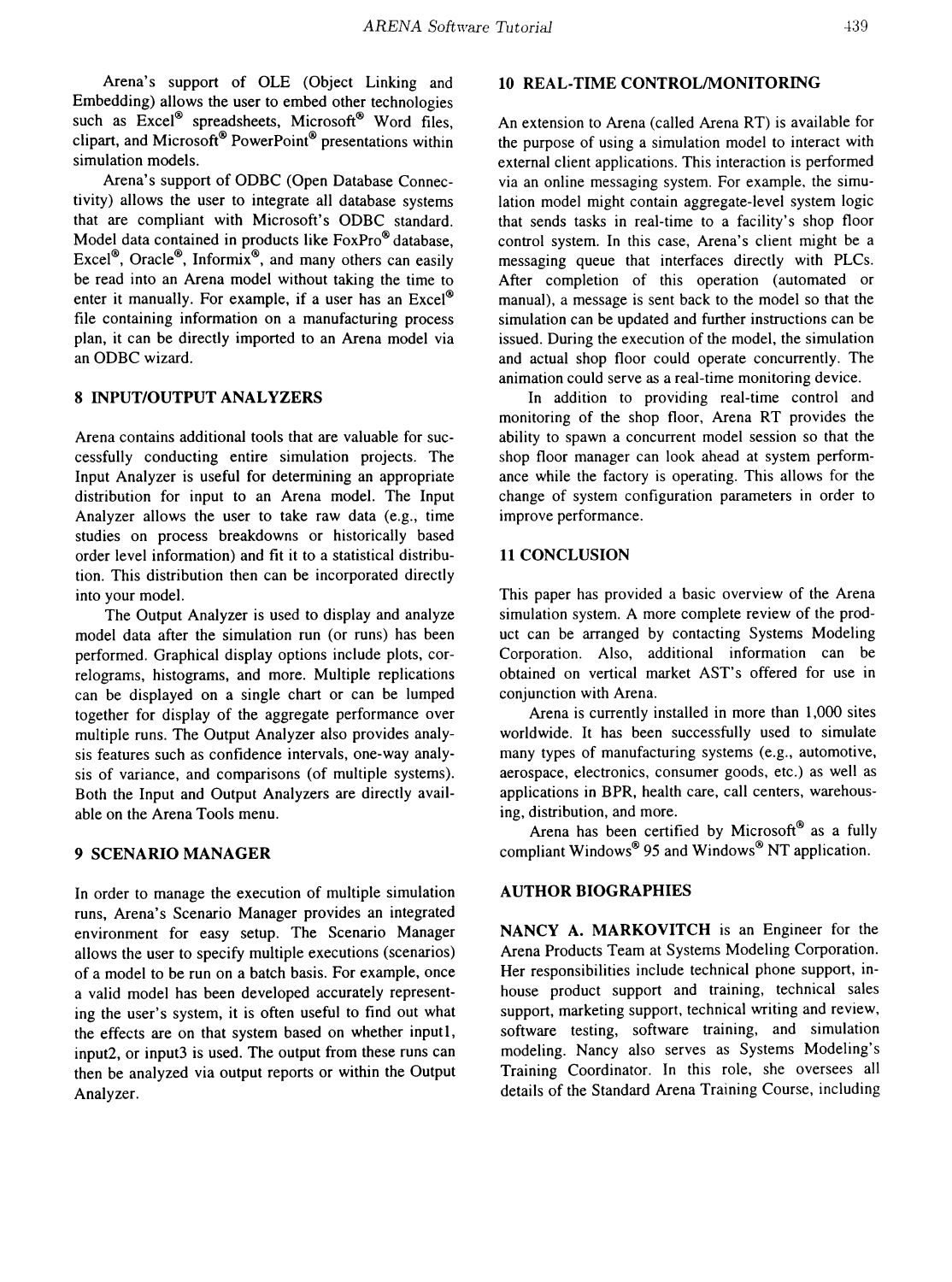Arena's support of OLE (Object Linking and Embedding) allows the user to embed other technologies such as Excel® spreadsheets, Microsoft® Word files, clipart, and Microsoft® PowerPoint® presentations within simulation models.

Arena's support of ODBC (Open Database Connectivity) allows the user to integrate all database systems that are compliant with Microsoft's ODBC standard. Model data contained in products like FoxPro® database, Excel®, Oracle®, Informix®, and many others can easily be read into an Arena model without taking the time to enter it manually. For example, if a user has an Excel® file containing information on a manufacturing process plan, it can be directly imported to an Arena model via an ODBC wizard.

## 8 INPUT/OUTPUT ANALYZERS

Arena contains additional tools that are valuable for successfully conducting entire simulation projects. The Input Analyzer is useful for determining an appropriate distribution for input to an Arena model. The Input Analyzer allows the user to take raw data (e.g., time studies on process breakdowns or historically based order level information) and fit it to a statistical distribution. This distribution then can be incorporated directly into your model.

The Output Analyzer is used to display and analyze model data after the simulation run (or runs) has been performed. Graphical display options include plots, correlograms, histograms, and more. Multiple replications can be displayed on a single chart or can be lumped together for display of the aggregate performance over multiple runs. The Output Analyzer also provides analysis features such as confidence intervals, one-way analysis of variance, and comparisons (of multiple systems). Both the Input and Output Analyzers are directly available on the Arena Tools menu.

## 9 SCENARIO MANAGER

In order to manage the execution of multiple simulation runs, Arena's Scenario Manager provides an integrated environment for easy setup. The Scenario Manager allows the user to specify multiple executions (scenarios) of a model to be run on a batch basis. For example, once a valid model has been developed accurately representing the user's system, it is often useful to find out what the effects are on that system based on whether input1, input2, or input3 is used. The output from these runs can then be analyzed via output reports or within the Output Analyzer.

## 10 REAL-TIME CONTROL/MONITORING

An extension to Arena (called Arena RT) is available for the purpose of using a simulation model to interact with external client applications. This interaction is performed via an online messaging system. For example, the simulation model might contain aggregate-level system logic that sends tasks in real-time to a facility's shop floor control system. In this case, Arena's client might be a messaging queue that interfaces directly with PLCs. After completion of this operation (automated or manual), a message is sent back to the model so that the simulation can be updated and further instructions can be issued. During the execution of the model, the simulation and actual shop floor could operate concurrently. The animation could serve as a real-time monitoring device.

In addition to providing real-time control and monitoring of the shop floor, Arena RT provides the ability to spawn a concurrent model session so that the shop floor manager can look ahead at system performance while the factory is operating. This allows for the change of system configuration parameters in order to improve performance.

## 11 CONCLUSION

This paper has provided a basic overview of the Arena simulation system. A more complete review of the product can be arranged by contacting Systems Modeling Corporation. Also, additional information can be obtained on vertical market AST's offered for use in conjunction with Arena.

Arena is currently installed in more than 1,000 sites worldwide. It has been successfully used to simulate many types of manufacturing systems (e.g., automotive, aerospace, electronics, consumer goods, etc.) as well as applications in BPR, health care, call centers, warehousing, distribution, and more.

Arena has been certified by Microsoft® as a fully compliant Windows® 95 and Windows® NT application.

## AUTHOR BIOGRAPHIES

**NANCY A. MARKOVITCH** is an Engineer for the Arena Products Team at Systems Modeling Corporation. Her responsibilities include technical phone support, in-house product support and training, technical sales support, marketing support, technical writing and review, software testing, software training, and simulation modeling. Nancy also serves as Systems Modeling's Training Coordinator. In this role, she oversees all details of the Standard Arena Training Course, including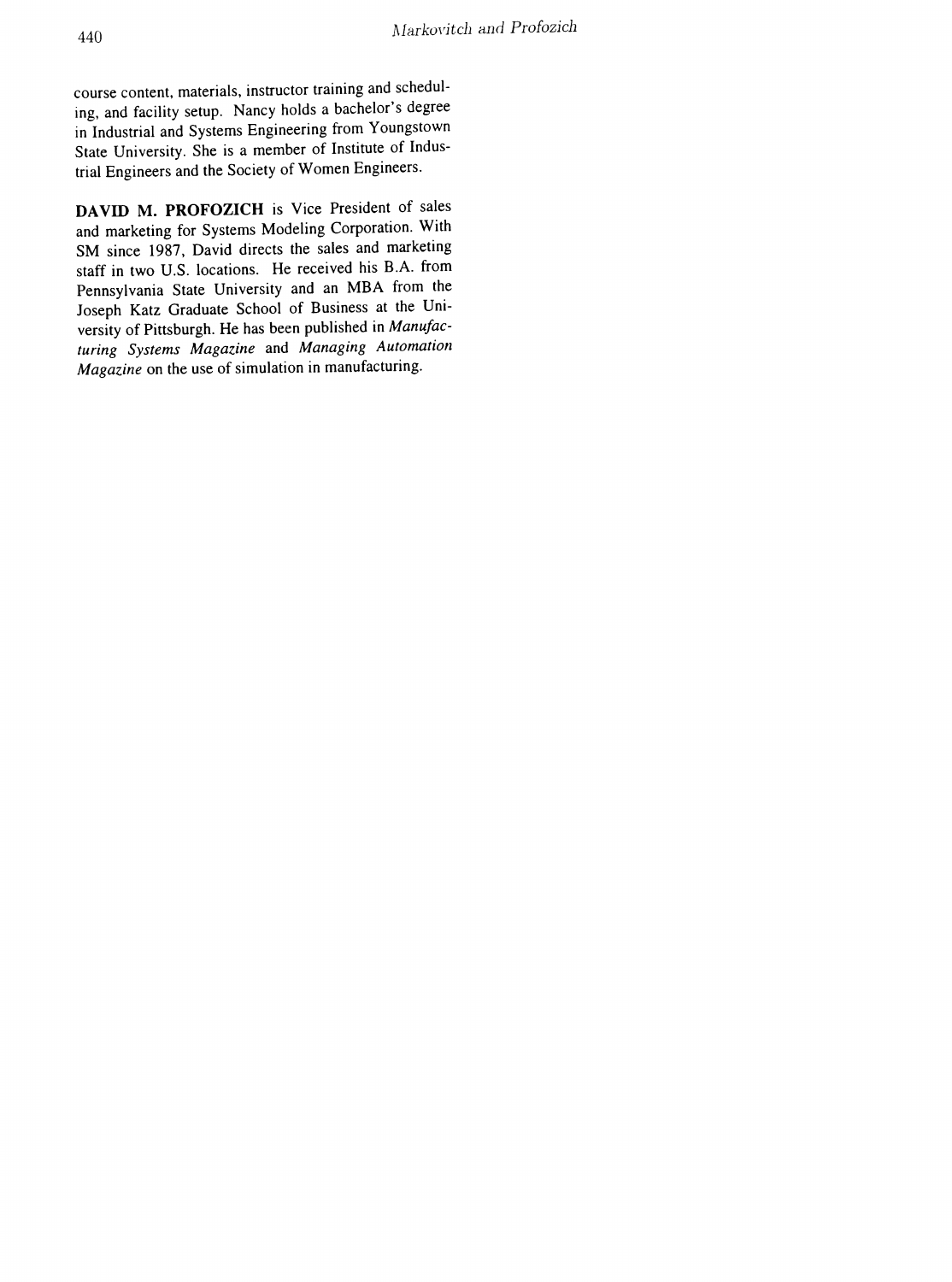course content, materials, instructor training and scheduling, and facility setup. Nancy holds a bachelor's degree in Industrial and Systems Engineering from Youngstown State University. She is a member of Institute of Industrial Engineers and the Society of Women Engineers.

**DAVID M. PROFOZICH** is Vice President of sales and marketing for Systems Modeling Corporation. With SM since 1987, David directs the sales and marketing staff in two U.S. locations. He received his B.A. from Pennsylvania State University and an MBA from the Joseph Katz Graduate School of Business at the University of Pittsburgh. He has been published in *Manufacturing Systems Magazine* and *Managing Automation Magazine* on the use of simulation in manufacturing.